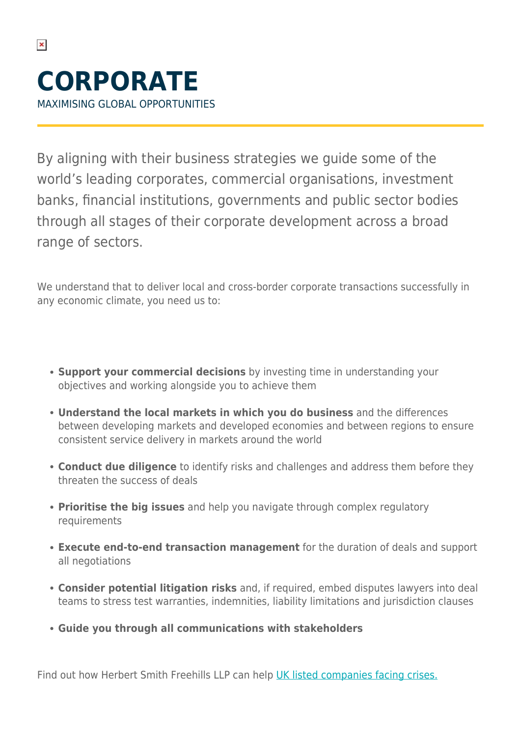# CORPORATE

MAXIMISING GLOBAL OPPORTUNITIES

By aligning with their business strategies we guide some of the world's leading corporates, commercial organisations, investment banks, financial institutions, governments and public sector bodies through all stages of their corporate development across a broad range of sectors.

We understand that to deliver local and cross-border corporate transactions successfully in any economic climate, you need us to:

- **Support your commercial decisions** by investing time in understanding your objectives and working alongside you to achieve them
- **Understand the local markets in which you do business** and the differences between developing markets and developed economies and between regions to ensure consistent service delivery in markets around the world
- **Conduct due diligence** to identify risks and challenges and address them before they threaten the success of deals
- **Prioritise the big issues** and help you navigate through complex regulatory requirements
- **Execute end-to-end transaction management** for the duration of deals and support all negotiations
- **Consider potential litigation risks** and, if required, embed disputes lawyers into deal teams to stress test warranties, indemnities, liability limitations and jurisdiction clauses
- **Guide you through all communications with stakeholders**

Find out how Herbert Smith Freehills LLP can help UK listed companies facing crises.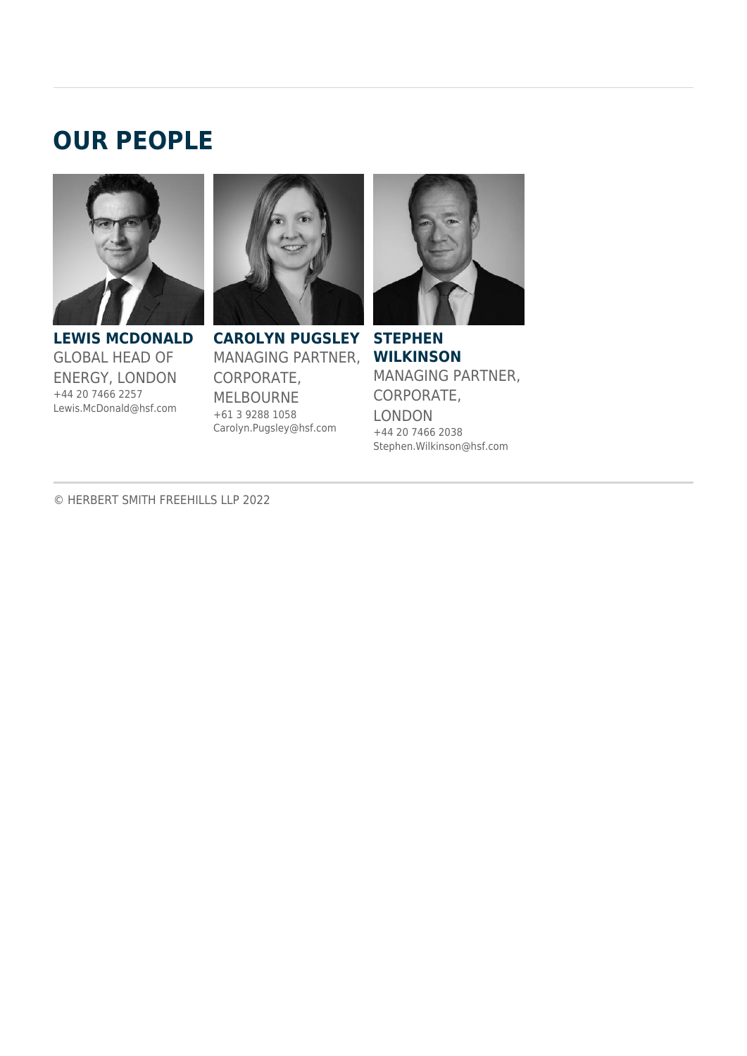## OUR PEOPLE

**LEWIS MCDONALD**
GLOBAL HEAD OF ENERGY, LONDON
+44 20 7466 2257
Lewis.McDonald@hsf.com

**CAROLYN PUGSLEY**
MANAGING PARTNER, CORPORATE, MELBOURNE
+61 3 9288 1058
Carolyn.Pugsley@hsf.com

**STEPHEN WILKINSON**
MANAGING PARTNER, CORPORATE, LONDON
+44 20 7466 2038
Stephen.Wilkinson@hsf.com

© HERBERT SMITH FREEHILLS LLP 2022